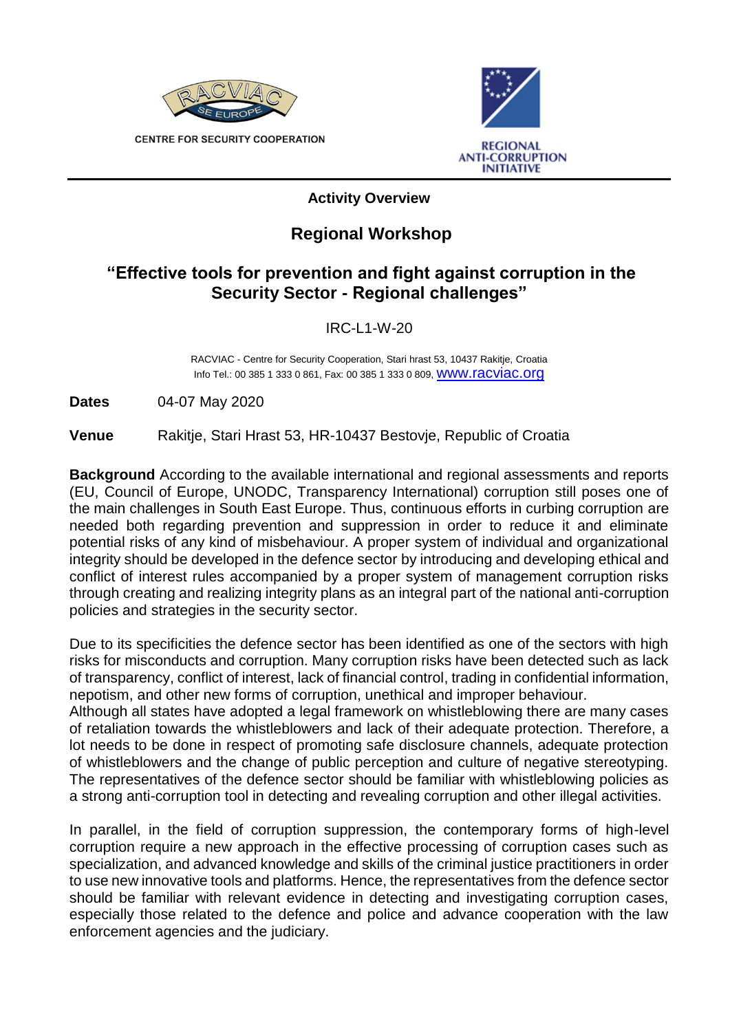CENTRE FOR SECURITY COOPERATION

REGIONAL ANTI-CORRUPTION INITIATIVE

**Activity Overview**

## Regional Workshop

# "Effective tools for prevention and fight against corruption in the Security Sector - Regional challenges"

IRC-L1-W-20

RACVIAC - Centre for Security Cooperation, Stari hrast 53, 10437 Rakitje, Croatia
Info Tel.: 00 385 1 333 0 861, Fax: 00 385 1 333 0 809, www.racviac.org

**Dates** 04-07 May 2020

**Venue** Rakitje, Stari Hrast 53, HR-10437 Bestovje, Republic of Croatia

**Background** According to the available international and regional assessments and reports (EU, Council of Europe, UNODC, Transparency International) corruption still poses one of the main challenges in South East Europe. Thus, continuous efforts in curbing corruption are needed both regarding prevention and suppression in order to reduce it and eliminate potential risks of any kind of misbehaviour. A proper system of individual and organizational integrity should be developed in the defence sector by introducing and developing ethical and conflict of interest rules accompanied by a proper system of management corruption risks through creating and realizing integrity plans as an integral part of the national anti-corruption policies and strategies in the security sector.

Due to its specificities the defence sector has been identified as one of the sectors with high risks for misconducts and corruption. Many corruption risks have been detected such as lack of transparency, conflict of interest, lack of financial control, trading in confidential information, nepotism, and other new forms of corruption, unethical and improper behaviour.
Although all states have adopted a legal framework on whistleblowing there are many cases of retaliation towards the whistleblowers and lack of their adequate protection. Therefore, a lot needs to be done in respect of promoting safe disclosure channels, adequate protection of whistleblowers and the change of public perception and culture of negative stereotyping. The representatives of the defence sector should be familiar with whistleblowing policies as a strong anti-corruption tool in detecting and revealing corruption and other illegal activities.

In parallel, in the field of corruption suppression, the contemporary forms of high-level corruption require a new approach in the effective processing of corruption cases such as specialization, and advanced knowledge and skills of the criminal justice practitioners in order to use new innovative tools and platforms. Hence, the representatives from the defence sector should be familiar with relevant evidence in detecting and investigating corruption cases, especially those related to the defence and police and advance cooperation with the law enforcement agencies and the judiciary.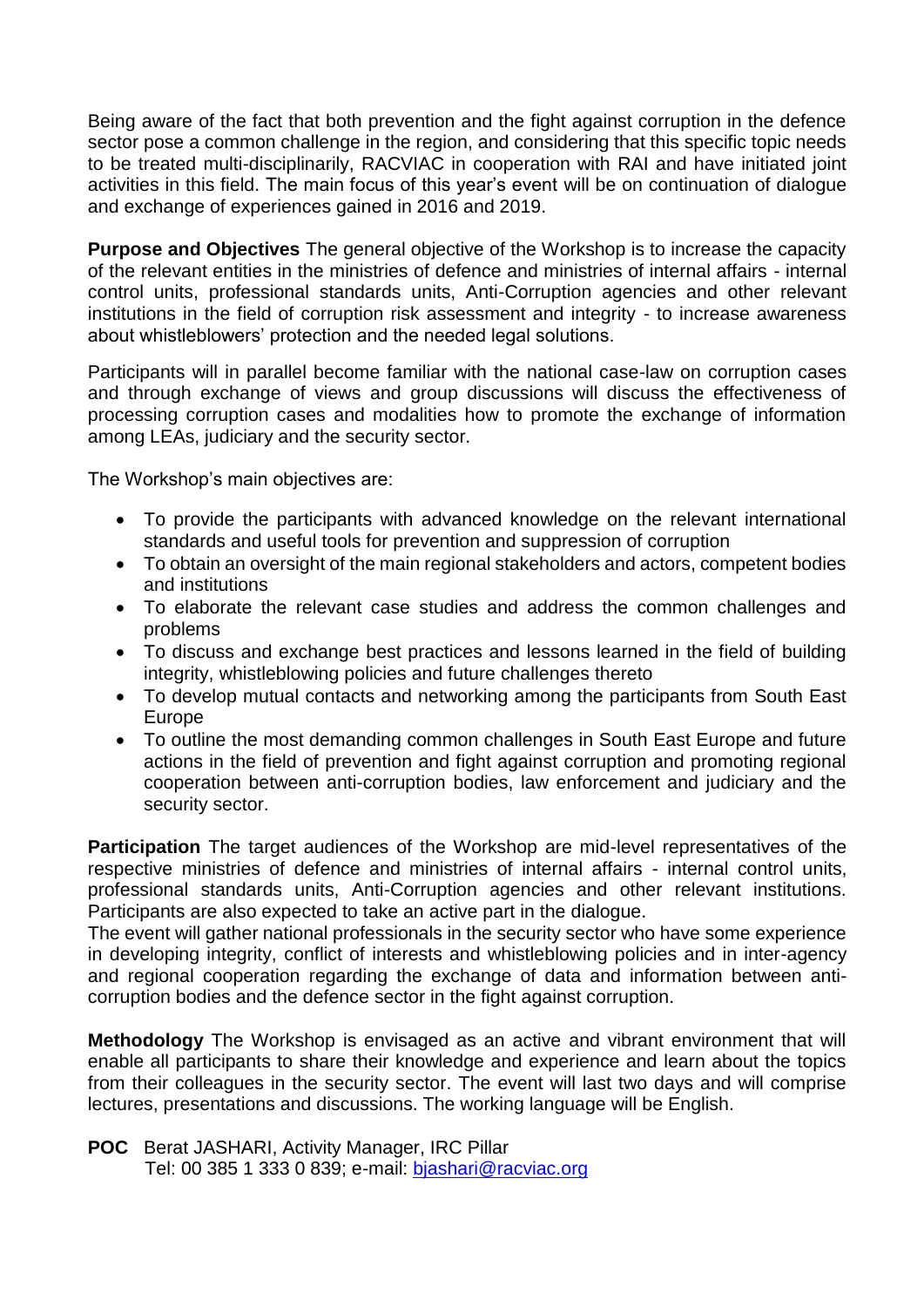Being aware of the fact that both prevention and the fight against corruption in the defence sector pose a common challenge in the region, and considering that this specific topic needs to be treated multi-disciplinarily, RACVIAC in cooperation with RAI and have initiated joint activities in this field. The main focus of this year's event will be on continuation of dialogue and exchange of experiences gained in 2016 and 2019.

**Purpose and Objectives** The general objective of the Workshop is to increase the capacity of the relevant entities in the ministries of defence and ministries of internal affairs - internal control units, professional standards units, Anti-Corruption agencies and other relevant institutions in the field of corruption risk assessment and integrity - to increase awareness about whistleblowers' protection and the needed legal solutions.

Participants will in parallel become familiar with the national case-law on corruption cases and through exchange of views and group discussions will discuss the effectiveness of processing corruption cases and modalities how to promote the exchange of information among LEAs, judiciary and the security sector.

The Workshop's main objectives are:

- To provide the participants with advanced knowledge on the relevant international standards and useful tools for prevention and suppression of corruption
- To obtain an oversight of the main regional stakeholders and actors, competent bodies and institutions
- To elaborate the relevant case studies and address the common challenges and problems
- To discuss and exchange best practices and lessons learned in the field of building integrity, whistleblowing policies and future challenges thereto
- To develop mutual contacts and networking among the participants from South East Europe
- To outline the most demanding common challenges in South East Europe and future actions in the field of prevention and fight against corruption and promoting regional cooperation between anti-corruption bodies, law enforcement and judiciary and the security sector.

**Participation** The target audiences of the Workshop are mid-level representatives of the respective ministries of defence and ministries of internal affairs - internal control units, professional standards units, Anti-Corruption agencies and other relevant institutions. Participants are also expected to take an active part in the dialogue.
The event will gather national professionals in the security sector who have some experience in developing integrity, conflict of interests and whistleblowing policies and in inter-agency and regional cooperation regarding the exchange of data and information between anti-corruption bodies and the defence sector in the fight against corruption.

**Methodology** The Workshop is envisaged as an active and vibrant environment that will enable all participants to share their knowledge and experience and learn about the topics from their colleagues in the security sector. The event will last two days and will comprise lectures, presentations and discussions. The working language will be English.

**POC** Berat JASHARI, Activity Manager, IRC Pillar
Tel: 00 385 1 333 0 839; e-mail: bjashari@racviac.org